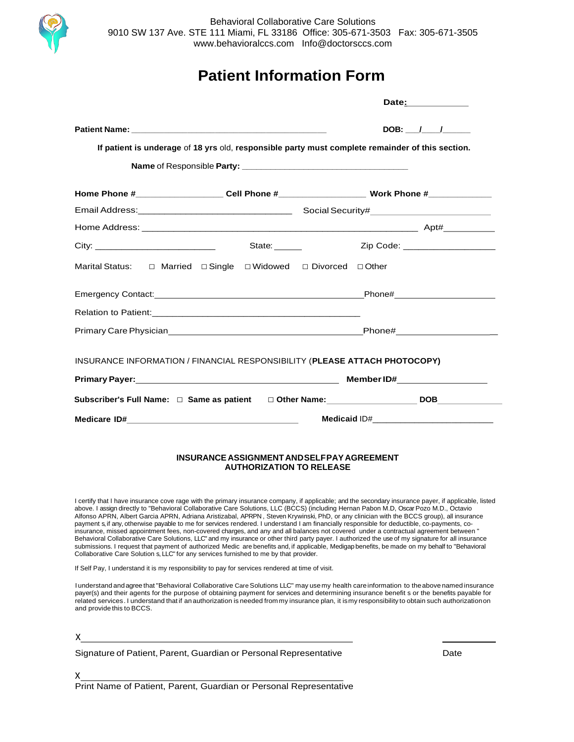Behavioral Collaborative Care Solutions
9010 SW 137 Ave. STE 111 Miami, FL 33186 Office: 305-671-3503 Fax: 305-671-3505
www.behavioralccs.com Info@doctorsccs.com

# Patient Information Form

**Date:** ____________

**Patient Name:** ________________________________________ **DOB:** ___/___/_____

**If patient is underage** of **18 yrs** old, **responsible party must complete remainder of this section.**

**Name** of Responsible **Party:** ________________________________

**Home Phone #**_________________ **Cell Phone #**_________________ **Work Phone #**____________

Email Address:______________________________ Social Security#______________________

Home Address: _____________________________________________________ Apt#_________

City: ________________________ State: _____ Zip Code: __________________

Marital Status: □ Married □ Single □ Widowed □ Divorced □ Other

Emergency Contact:__________________________________________Phone#____________________

Relation to Patient:__________________________________________

Primary Care Physician_______________________________________Phone#____________________

INSURANCE INFORMATION / FINANCIAL RESPONSIBILITY (**PLEASE ATTACH PHOTOCOPY)**

**Primary Payer:**_________________________________________ **Member ID#**__________________

**Subscriber's Full Name:** □ **Same as patient** □ **Other Name:**__________________ **DOB**_____________

**Medicare ID#**___________________________________ **Medicaid** ID#________________________

## INSURANCE ASSIGNMENT AND SELF PAY AGREEMENT
## AUTHORIZATION TO RELEASE

I certify that I have insurance cove rage with the primary insurance company, if applicable; and the secondary insurance payer, if applicable, listed above. I assign directly to "Behavioral Collaborative Care Solutions, LLC (BCCS) (including Hernan Pabon M.D, Oscar Pozo M.D., Octavio Alfonso APRN, Albert Garcia APRN, Adriana Aristizabal, APRPN , Steven Krywinski, PhD, or any clinician with the BCCS group), all insurance payment s, if any, otherwise payable to me for services rendered. I understand I am financially responsible for deductible, co-payments, co-insurance, missed appointment fees, non-covered charges, and any and all balances not covered under a contractual agreement between " Behavioral Collaborative Care Solutions, LLC" and my insurance or other third party payer. I authorized the use of my signature for all insurance submissions. I request that payment of authorized Medic are benefits and, if applicable, Medigap benefits, be made on my behalf to "Behavioral Collaborative Care Solution s, LLC" for any services furnished to me by that provider.

If Self Pay, I understand it is my responsibility to pay for services rendered at time of visit.

I understand and agree that "Behavioral Collaborative Care Solutions LLC" may use my health care information to the above named insurance payer(s) and their agents for the purpose of obtaining payment for services and determining insurance benefit s or the benefits payable for related services. I understand that if an authorization is needed from my insurance plan, it is my responsibility to obtain such authorization on and provide this to BCCS.

X_____________________________________________________ ___________

Signature of Patient, Parent, Guardian or Personal Representative Date

X____________________________________________________

Print Name of Patient, Parent, Guardian or Personal Representative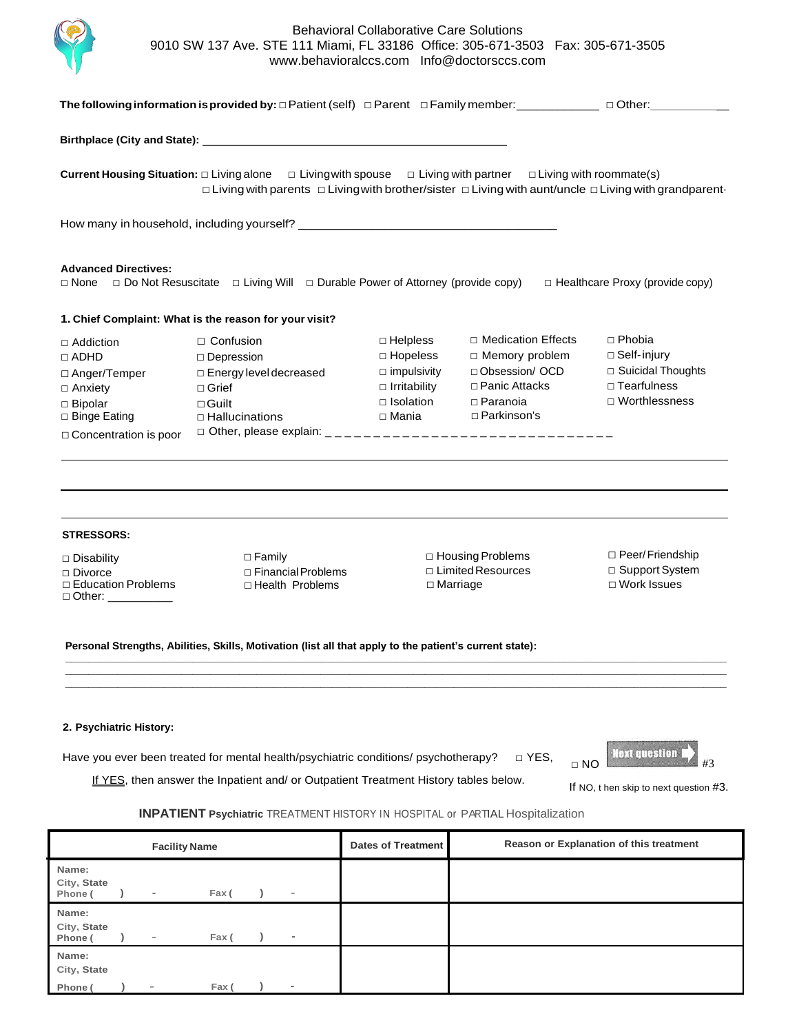Behavioral Collaborative Care Solutions
9010 SW 137 Ave. STE 111 Miami, FL 33186 Office: 305-671-3503 Fax: 305-671-3505
www.behavioralccs.com Info@doctorsccs.com

**The following information is provided by:** □ Patient (self) □ Parent □ Family member:____________ □ Other:____________

**Birthplace (City and State):** ______________________________________________

**Current Housing Situation:** □ Living alone □ Living with spouse □ Living with partner □ Living with roommate(s) □ Living with parents □ Living with brother/sister □ Living with aunt/uncle □ Living with grandparent

How many in household, including yourself? ____________________________________

**Advanced Directives:**
□ None □ Do Not Resuscitate □ Living Will □ Durable Power of Attorney (provide copy) □ Healthcare Proxy (provide copy)

**1. Chief Complaint: What is the reason for your visit?**

□ Addiction
□ ADHD
□ Anger/Temper
□ Anxiety
□ Bipolar
□ Binge Eating
□ Concentration is poor
□ Confusion
□ Depression
□ Energy level decreased
□ Grief
□ Guilt
□ Hallucinations
□ Other, please explain: _ _ _ _ _ _ _ _ _ _ _ _ _ _ _ _ _ _ _ _ _ _ _ _ _ _ _ _ _
□ Helpless
□ Hopeless
□ impulsivity
□ Irritability
□ Isolation
□ Mania
□ Medication Effects
□ Memory problem
□ Obsession/ OCD
□ Panic Attacks
□ Paranoia
□ Parkinson's
□ Phobia
□ Self-injury
□ Suicidal Thoughts
□ Tearfulness
□ Worthlessness

______________________________________________________________________________

______________________________________________________________________________

______________________________________________________________________________

**STRESSORS:**

□ Disability
□ Divorce
□ Education Problems
□ Other: __________
□ Family
□ Financial Problems
□ Health Problems
□ Housing Problems
□ Limited Resources
□ Marriage
□ Peer/ Friendship
□ Support System
□ Work Issues

**Personal Strengths, Abilities, Skills, Motivation (list all that apply to the patient's current state):**

______________________________________________________________________________

______________________________________________________________________________

______________________________________________________________________________

**2. Psychiatric History:**

Have you ever been treated for mental health/psychiatric conditions/ psychotherapy? □ YES, □ NO Next question #3

If YES, then answer the Inpatient and/ or Outpatient Treatment History tables below.

If NO, then skip to next question #3.

**INPATIENT Psychiatric** TREATMENT HISTORY IN HOSPITAL or PARTIAL Hospitalization

| Facility Name | Dates of Treatment | Reason or Explanation of this treatment |
|---|---|---|
| Name:<br>City, State<br>Phone ( ) - Fax ( ) - | | |
| Name:<br>City, State<br>Phone ( ) - Fax ( ) - | | |
| Name:<br>City, State<br>Phone ( ) - Fax ( ) - | | |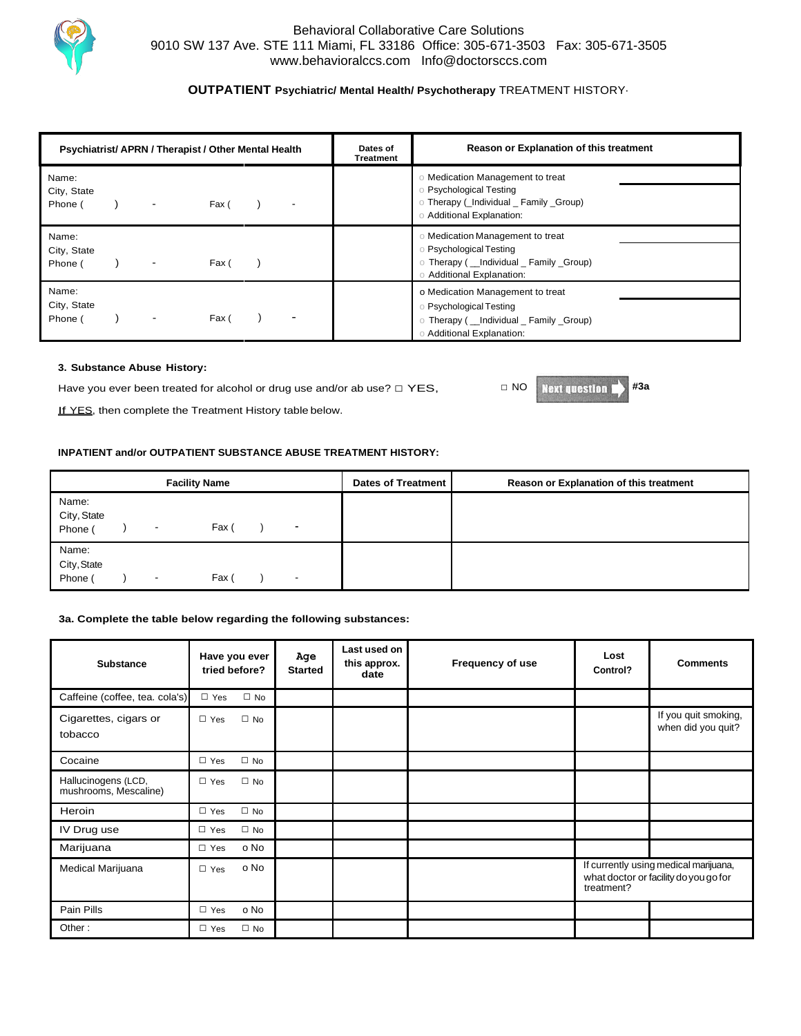Behavioral Collaborative Care Solutions
9010 SW 137 Ave. STE 111 Miami, FL 33186 Office: 305-671-3503 Fax: 305-671-3505
www.behavioralccs.com Info@doctorsccs.com

**OUTPATIENT Psychiatric/ Mental Health/ Psychotherapy** TREATMENT HISTORY·

| Psychiatrist/ APRN / Therapist / Other Mental Health | Dates of Treatment | Reason or Explanation of this treatment |
|---|---|---|
| Name:<br>City, State<br>Phone ( ) - Fax ( ) - | | ○ Medication Management to treat<br>○ Psychological Testing<br>○ Therapy (_Individual _ Family _Group)<br>○ Additional Explanation: |
| Name:<br>City, State<br>Phone ( ) - Fax ( ) | | ○ Medication Management to treat<br>○ Psychological Testing<br>○ Therapy ( __Individual _ Family _Group)<br>○ Additional Explanation: |
| Name:<br>City, State<br>Phone ( ) - Fax ( ) - | | o Medication Management to treat<br>○ Psychological Testing<br>○ Therapy ( __Individual _ Family _Group)<br>○ Additional Explanation: |

**3. Substance Abuse History:**

Have you ever been treated for alcohol or drug use and/or ab use? □ YES, □ NO Next question #3a

If YES, then complete the Treatment History table below.

**INPATIENT and/or OUTPATIENT SUBSTANCE ABUSE TREATMENT HISTORY:**

| Facility Name | Dates of Treatment | Reason or Explanation of this treatment |
|---|---|---|
| Name:<br>City, State<br>Phone ( ) - Fax ( ) - | | |
| Name:<br>City, State<br>Phone ( ) - Fax ( ) - | | |

**3a. Complete the table below regarding the following substances:**

| Substance | Have you ever tried before? | Age Started | Last used on this approx. date | Frequency of use | Lost Control? | Comments |
|---|---|---|---|---|---|---|
| Caffeine (coffee, tea. cola's) | ☐ Yes ☐ No | | | | | |
| Cigarettes, cigars or tobacco | ☐ Yes ☐ No | | | | | If you quit smoking, when did you quit? |
| Cocaine | ☐ Yes ☐ No | | | | | |
| Hallucinogens (LCD, mushrooms, Mescaline) | ☐ Yes ☐ No | | | | | |
| Heroin | ☐ Yes ☐ No | | | | | |
| IV Drug use | ☐ Yes ☐ No | | | | | |
| Marijuana | ☐ Yes o No | | | | | |
| Medical Marijuana | ☐ Yes o No | | | | If currently using medical marijuana, what doctor or facility do you go for treatment? | |
| Pain Pills | ☐ Yes o No | | | | | |
| Other : | ☐ Yes ☐ No | | | | | |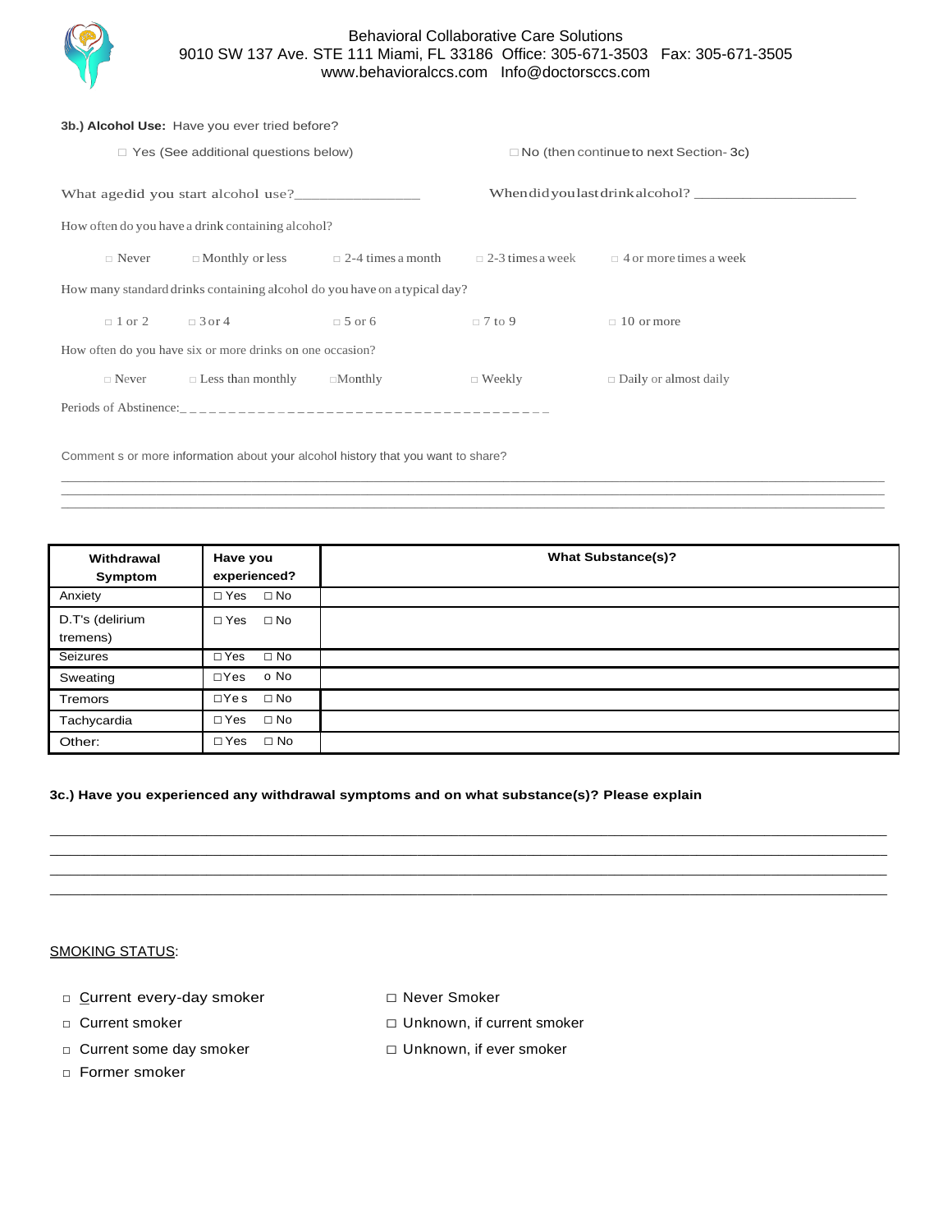**3b.) Alcohol Use:** Have you ever tried before?

□ Yes (See additional questions below) □ No (then continue to next Section- 3c)

What age did you start alcohol use?________________ When did you last drink alcohol? _____________________

How often do you have a drink containing alcohol?

□ Never □ Monthly or less □ 2-4 times a month □ 2-3 times a week □ 4 or more times a week

How many standard drinks containing alcohol do you have on a typical day?

□ 1 or 2 □ 3 or 4 □ 5 or 6 □ 7 to 9 □ 10 or more

How often do you have six or more drinks on one occasion?

□ Never □ Less than monthly □ Monthly □ Weekly □ Daily or almost daily

Periods of Abstinence:_ _ _ _ _ _ _ _ _ _ _ _ _ _ _ _ _ _ _ _ _ _ _ _ _ _ _ _ _ _ _ _ _ _ _ _ _

Comment s or more information about your alcohol history that you want to share?

___________________________________________________________________________________________

___________________________________________________________________________________________

___________________________________________________________________________________________

| Withdrawal Symptom | Have you experienced? | What Substance(s)? |
|---|---|---|
| Anxiety | □ Yes □ No | |
| D.T's (delirium tremens) | □ Yes □ No | |
| Seizures | □ Yes □ No | |
| Sweating | □Yes o No | |
| Tremors | □Ye s □ No | |
| Tachycardia | □ Yes □ No | |
| Other: | □ Yes □ No | |

**3c.) Have you experienced any withdrawal symptoms and on what substance(s)? Please explain**

___________________________________________________________________________________________

___________________________________________________________________________________________

___________________________________________________________________________________________

___________________________________________________________________________________________

SMOKING STATUS:

□ Current every-day smoker

□ Current smoker

□ Current some day smoker

□ Former smoker

□ Never Smoker

□ Unknown, if current smoker

□ Unknown, if ever smoker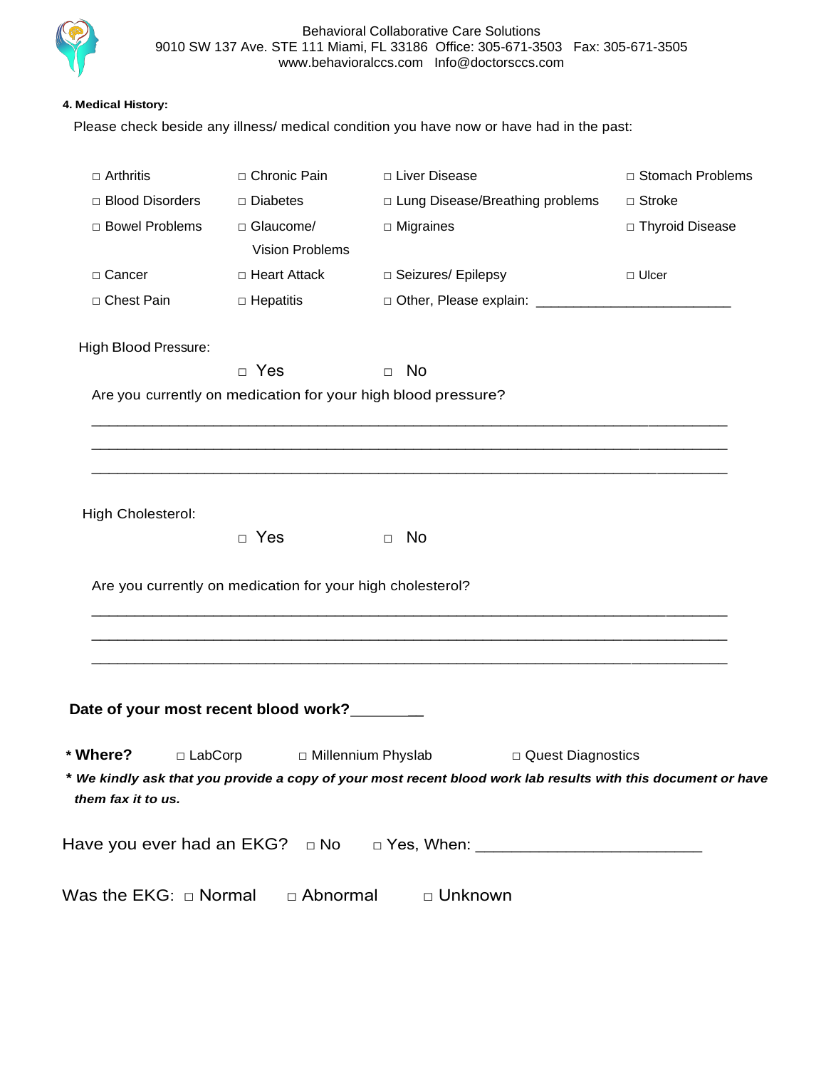Behavioral Collaborative Care Solutions
9010 SW 137 Ave. STE 111 Miami, FL 33186 Office: 305-671-3503 Fax: 305-671-3505
www.behavioralccs.com Info@doctorsccs.com

**4. Medical History:**

Please check beside any illness/ medical condition you have now or have had in the past:

| | | | |
|---|---|---|---|
| □ Arthritis | □ Chronic Pain | □ Liver Disease | □ Stomach Problems |
| □ Blood Disorders | □ Diabetes | □ Lung Disease/Breathing problems | □ Stroke |
| □ Bowel Problems | □ Glaucome/ Vision Problems | □ Migraines | □ Thyroid Disease |
| □ Cancer | □ Heart Attack | □ Seizures/ Epilepsy | □ Ulcer |
| □ Chest Pain | □ Hepatitis | □ Other, Please explain: ________________________ | |

High Blood Pressure:

□ Yes □ No

Are you currently on medication for your high blood pressure?

_______________________________________________________________________________

_______________________________________________________________________________

_______________________________________________________________________________

High Cholesterol:

□ Yes □ No

Are you currently on medication for your high cholesterol?

_______________________________________________________________________________

_______________________________________________________________________________

_______________________________________________________________________________

**Date of your most recent blood work?**________

**\* Where?** □ LabCorp □ Millennium Physlab □ Quest Diagnostics

***\* We kindly ask that you provide a copy of your most recent blood work lab results with this document or have them fax it to us.***

Have you ever had an EKG? □ No □ Yes, When: ________________________

Was the EKG: □ Normal □ Abnormal □ Unknown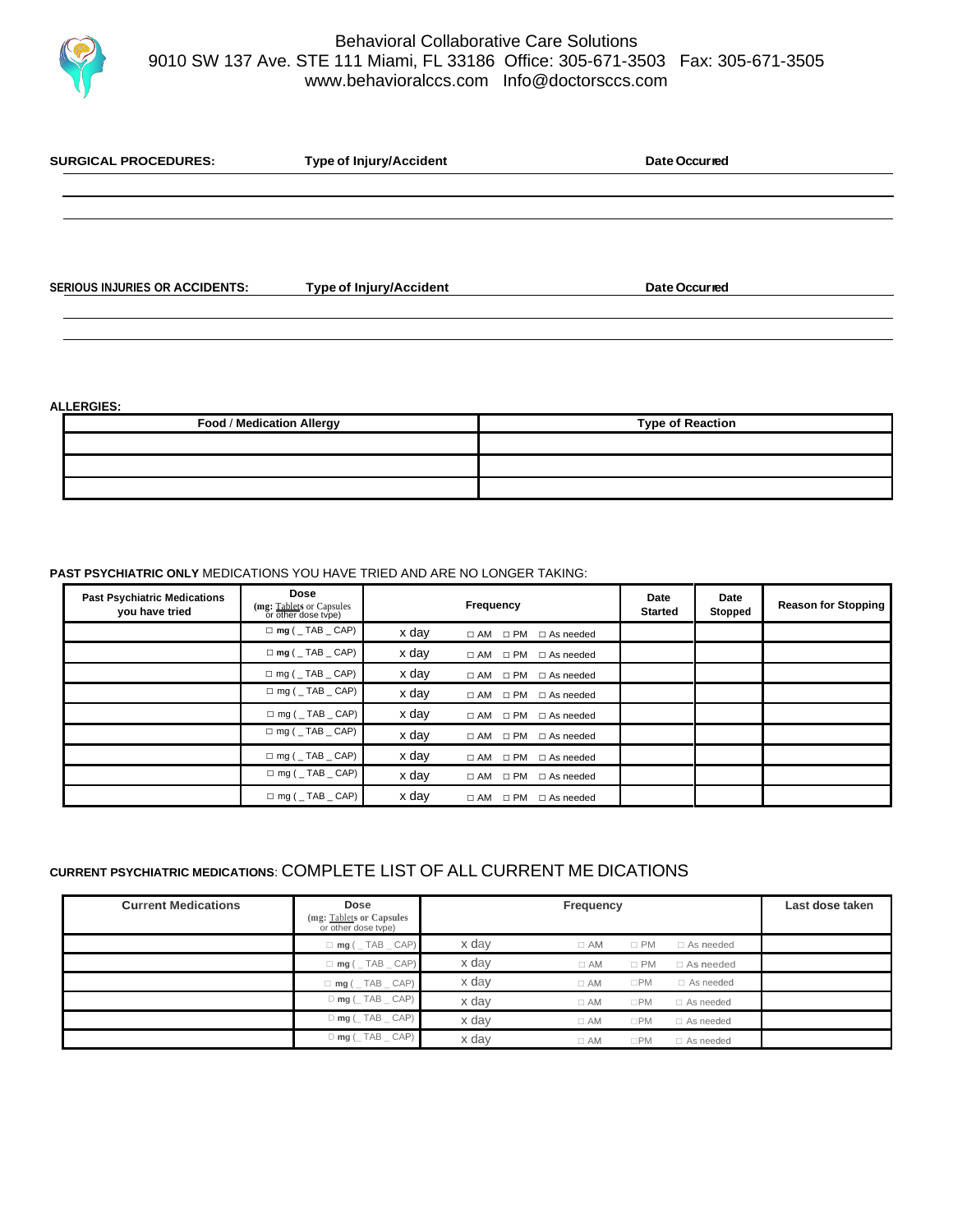Behavioral Collaborative Care Solutions
9010 SW 137 Ave. STE 111 Miami, FL 33186 Office: 305-671-3503 Fax: 305-671-3505
www.behavioralccs.com Info@doctorsccs.com

**SURGICAL PROCEDURES:** **Type of Injury/Accident** **Date Occurred**

**SERIOUS INJURIES OR ACCIDENTS:** **Type of Injury/Accident** **Date Occurred**

**ALLERGIES:**

| Food / Medication Allergy | Type of Reaction |
|---|---|
| | |
| | |
| | |

**PAST PSYCHIATRIC ONLY** MEDICATIONS YOU HAVE TRIED AND ARE NO LONGER TAKING:

| Past Psychiatric Medications you have tried | Dose (mg: Tablets or Capsules or other dose type) | Frequency | Date Started | Date Stopped | Reason for Stopping |
|---|---|---|---|---|---|
| | □ mg ( _ TAB _ CAP) | x day □ AM □ PM □ As needed | | | |
| | □ mg ( _ TAB _ CAP) | x day □ AM □ PM □ As needed | | | |
| | □ mg ( _ TAB _ CAP) | x day □ AM □ PM □ As needed | | | |
| | □ mg ( _ TAB _ CAP) | x day □ AM □ PM □ As needed | | | |
| | □ mg ( _ TAB _ CAP) | x day □ AM □ PM □ As needed | | | |
| | □ mg ( _ TAB _ CAP) | x day □ AM □ PM □ As needed | | | |
| | □ mg ( _ TAB _ CAP) | x day □ AM □ PM □ As needed | | | |
| | □ mg ( _ TAB _ CAP) | x day □ AM □ PM □ As needed | | | |
| | □ mg ( _ TAB _ CAP) | x day □ AM □ PM □ As needed | | | |

**CURRENT PSYCHIATRIC MEDICATIONS**: COMPLETE LIST OF ALL CURRENT ME DICATIONS

| Current Medications | Dose (mg: Tablets or Capsules or other dose type) | Frequency | Last dose taken |
|---|---|---|---|
| | □ mg ( _ TAB _ CAP) | x day □ AM □ PM □ As needed | |
| | □ mg ( _ TAB _ CAP) | x day □ AM □ PM □ As needed | |
| | □ mg ( _ TAB _ CAP) | x day □ AM □PM □ As needed | |
| | □ mg ( _ TAB _ CAP) | x day □ AM □PM □ As needed | |
| | □ mg ( _ TAB _ CAP) | x day □ AM □PM □ As needed | |
| | □ mg ( _ TAB _ CAP) | x day □ AM □PM □ As needed | |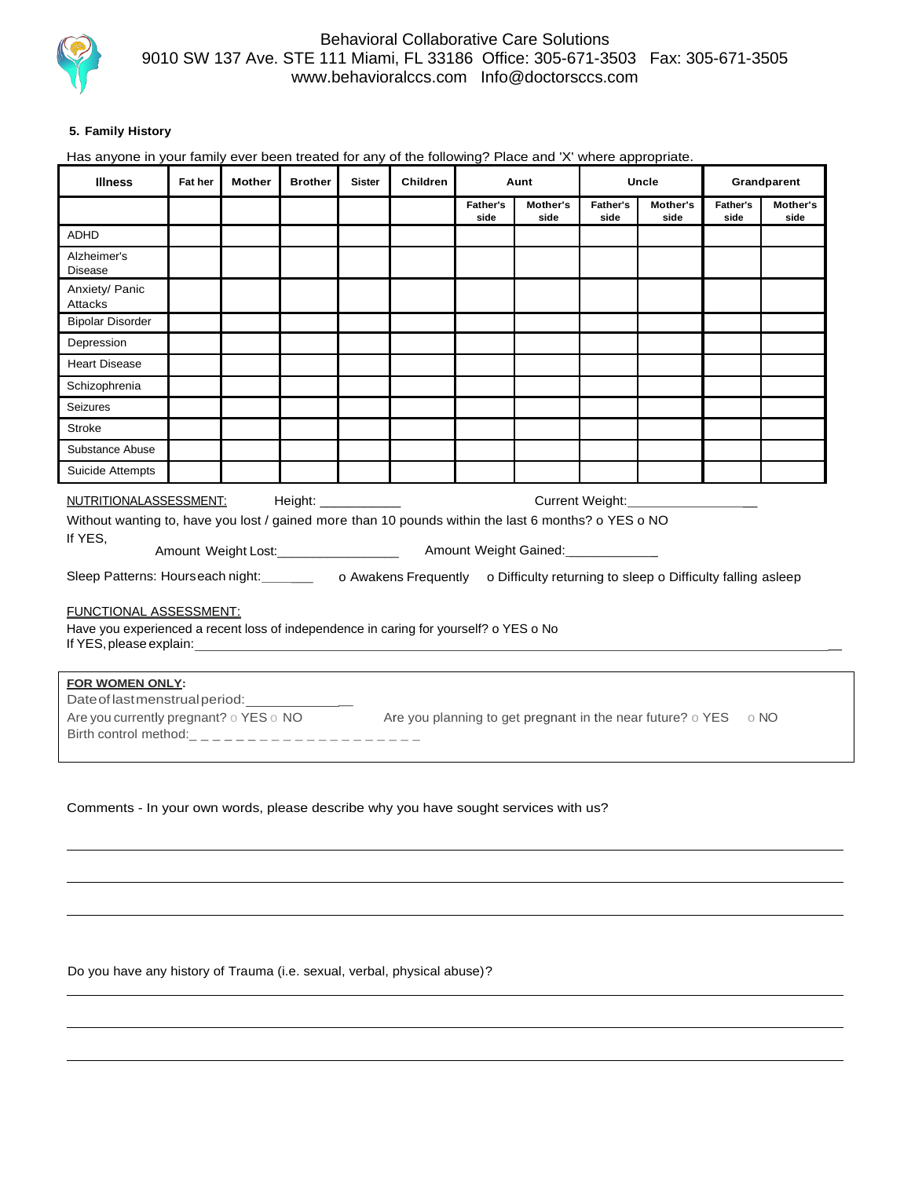Behavioral Collaborative Care Solutions
9010 SW 137 Ave. STE 111 Miami, FL 33186 Office: 305-671-3503 Fax: 305-671-3505
www.behavioralccs.com Info@doctorsccs.com

**5. Family History**

Has anyone in your family ever been treated for any of the following? Place and 'X' where appropriate.

| Illness | Fat her | Mother | Brother | Sister | Children | Aunt | | Uncle | | Grandparent | |
|---|---|---|---|---|---|---|---|---|---|---|---|
| | | | | | | Father's side | Mother's side | Father's side | Mother's side | Father's side | Mother's side |
| ADHD | | | | | | | | | | | |
| Alzheimer's Disease | | | | | | | | | | | |
| Anxiety/ Panic Attacks | | | | | | | | | | | |
| Bipolar Disorder | | | | | | | | | | | |
| Depression | | | | | | | | | | | |
| Heart Disease | | | | | | | | | | | |
| Schizophrenia | | | | | | | | | | | |
| Seizures | | | | | | | | | | | |
| Stroke | | | | | | | | | | | |
| Substance Abuse | | | | | | | | | | | |
| Suicide Attempts | | | | | | | | | | | |

NUTRITIONALASSESSMENT: Height: ___________ Current Weight:__________________

Without wanting to, have you lost / gained more than 10 pounds within the last 6 months? o YES o NO

If YES,
Amount Weight Lost:________________ Amount Weight Gained:____________

Sleep Patterns: Hours each night:_______ o Awakens Frequently o Difficulty returning to sleep o Difficulty falling asleep

FUNCTIONAL ASSESSMENT:

Have you experienced a recent loss of independence in caring for yourself? o YES o No

If YES, please explain:________________________________________________________________________________

**FOR WOMEN ONLY:**

Date of last menstrual period:______________

Are you currently pregnant? o YES o NO Are you planning to get pregnant in the near future? o YES o NO

Birth control method:_ _ _ _ _ _ _ _ _ _ _ _ _ _ _ _ _ _ _ _

Comments - In your own words, please describe why you have sought services with us?

______________________________________________________________________________

______________________________________________________________________________

______________________________________________________________________________

Do you have any history of Trauma (i.e. sexual, verbal, physical abuse)?

______________________________________________________________________________

______________________________________________________________________________

______________________________________________________________________________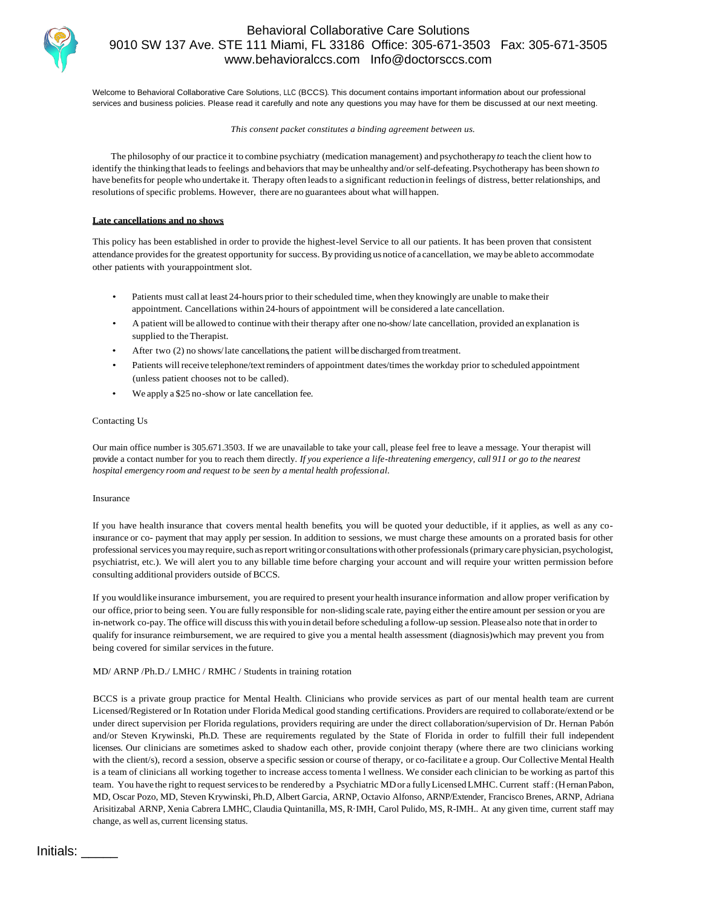Behavioral Collaborative Care Solutions
9010 SW 137 Ave. STE 111 Miami, FL 33186 Office: 305-671-3503 Fax: 305-671-3505
www.behavioralccs.com Info@doctorsccs.com

Welcome to Behavioral Collaborative Care Solutions, LLC (BCCS). This document contains important information about our professional services and business policies. Please read it carefully and note any questions you may have for them be discussed at our next meeting.

*This consent packet constitutes a binding agreement between us.*

The philosophy of our practice it to combine psychiatry (medication management) and psychotherapy *to* teach the client how to identify the thinking that leads to feelings and behaviors that may be unhealthy and/or self-defeating. Psychotherapy has been shown *to* have benefits for people who undertake it. Therapy often leads to a significant reduction in feelings of distress, better relationships, and resolutions of specific problems. However, there are no guarantees about what will happen.

**Late cancellations and no shows**

This policy has been established in order to provide the highest-level Service to all our patients. It has been proven that consistent attendance provides for the greatest opportunity for success. By providing us notice of a cancellation, we may be able to accommodate other patients with yourappointment slot.

- Patients must call at least 24-hours prior to their scheduled time, when they knowingly are unable to make their appointment. Cancellations within 24-hours of appointment will be considered a late cancellation.
- A patient will be allowed to continue with their therapy after one no-show/ late cancellation, provided an explanation is supplied to the Therapist.
- After two (2) no shows/ late cancellations, the patient will be discharged from treatment.
- Patients will receive telephone/text reminders of appointment dates/times the workday prior to scheduled appointment (unless patient chooses not to be called).
- We apply a $25 no-show or late cancellation fee.

Contacting Us

Our main office number is 305.671.3503. If we are unavailable to take your call, please feel free to leave a message. Your therapist will provide a contact number for you to reach them directly. *If you experience a life-threatening emergency, call 911 or go to the nearest hospital emergency room and request to be seen by a mental health professional.*

Insurance

If you have health insurance that covers mental health benefits, you will be quoted your deductible, if it applies, as well as any co-insurance or co- payment that may apply per session. In addition to sessions, we must charge these amounts on a prorated basis for other professional services you may require, such as report writing or consultations with other professionals (primary care physician, psychologist, psychiatrist, etc.). We will alert you to any billable time before charging your account and will require your written permission before consulting additional providers outside of BCCS.

If you would like insurance imbursement, you are required to present your health insurance information and allow proper verification by our office, prior to being seen. You are fully responsible for non-sliding scale rate, paying either the entire amount per session or you are in-network co-pay. The office will discuss this with you in detail before scheduling a follow-up session. Please also note that in order to qualify for insurance reimbursement, we are required to give you a mental health assessment (diagnosis)which may prevent you from being covered for similar services in the future.

MD/ ARNP /Ph.D./ LMHC / RMHC / Students in training rotation

BCCS is a private group practice for Mental Health. Clinicians who provide services as part of our mental health team are current Licensed/Registered or In Rotation under Florida Medical good standing certifications. Providers are required to collaborate/extend or be under direct supervision per Florida regulations, providers requiring are under the direct collaboration/supervision of Dr. Hernan Pabón and/or Steven Krywinski, Ph.D. These are requirements regulated by the State of Florida in order to fulfill their full independent licenses. Our clinicians are sometimes asked to shadow each other, provide conjoint therapy (where there are two clinicians working with the client/s), record a session, observe a specific session or course of therapy, or co-facilitate e a group. Our Collective Mental Health is a team of clinicians all working together to increase access to menta l wellness. We consider each clinician to be working as partof this team. You have the right to request services to be rendered by a Psychiatric MD or a fully Licensed LMHC. Current staff: (Hernan Pabon, MD, Oscar Pozo, MD, Steven Krywinski, Ph.D, Albert Garcia, ARNP, Octavio Alfonso, ARNP/Extender, Francisco Brenes, ARNP, Adriana Arisitizabal ARNP, Xenia Cabrera LMHC, Claudia Quintanilla, MS, R·IMH, Carol Pulido, MS, R-IMH.. At any given time, current staff may change, as well as, current licensing status.

Initials: _____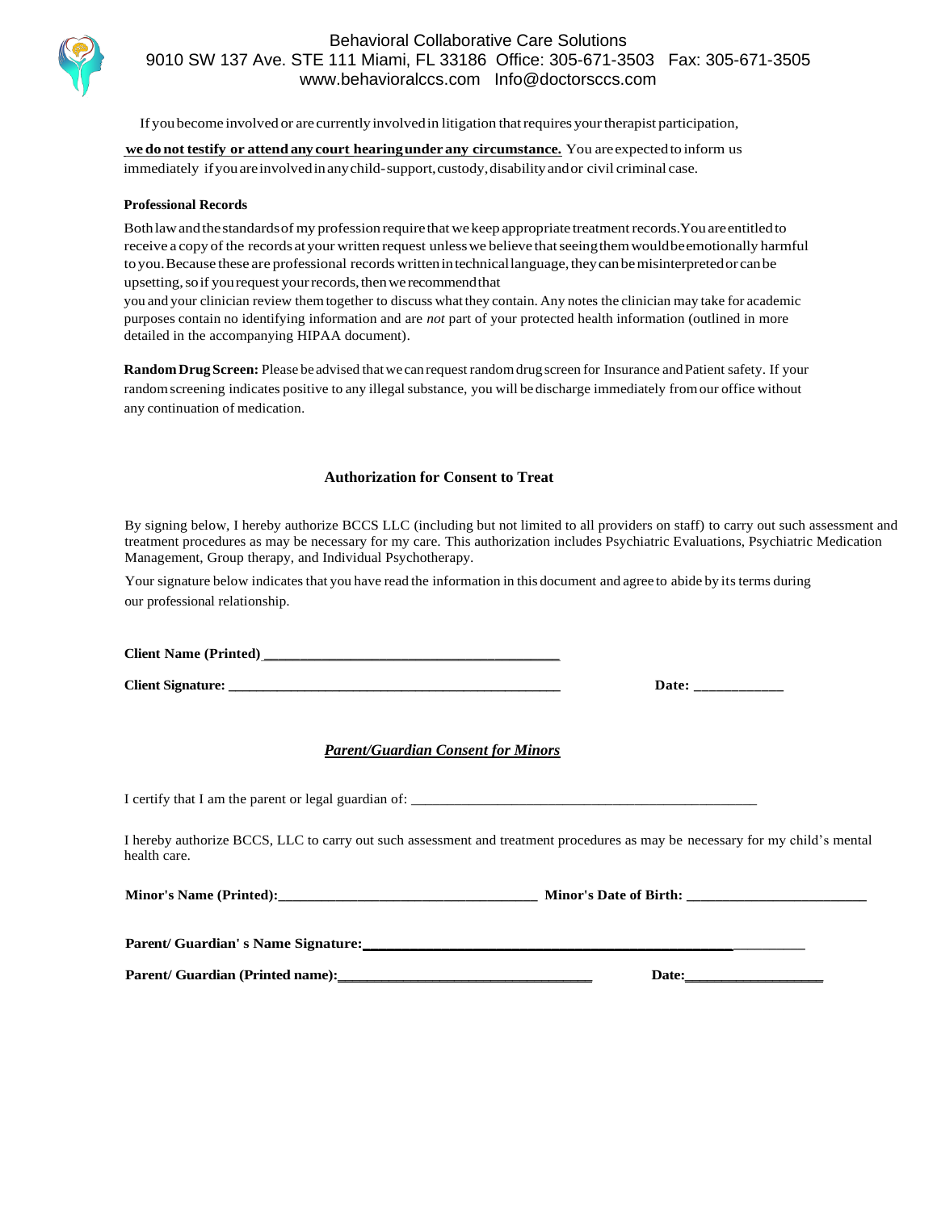Behavioral Collaborative Care Solutions
9010 SW 137 Ave. STE 111 Miami, FL 33186 Office: 305-671-3503 Fax: 305-671-3505
www.behavioralccs.com Info@doctorsccs.com

If you become involved or are currently involved in litigation that requires your therapist participation, **we do not testify or attend any court hearing under any circumstance.** You are expected to inform us immediately if you are involved in any child-support, custody, disability and or civil criminal case.

**Professional Records**

Both law and the standards of my profession require that we keep appropriate treatment records. You are entitled to receive a copy of the records at your written request unless we believe that seeing them would be emotionally harmful to you. Because these are professional records written in technical language, they can be misinterpreted or can be upsetting, so if you request your records, then we recommend that you and your clinician review them together to discuss what they contain. Any notes the clinician may take for academic purposes contain no identifying information and are *not* part of your protected health information (outlined in more detailed in the accompanying HIPAA document).

**Random Drug Screen:** Please be advised that we can request random drug screen for Insurance and Patient safety. If your random screening indicates positive to any illegal substance, you will be discharge immediately from our office without any continuation of medication.

### Authorization for Consent to Treat

By signing below, I hereby authorize BCCS LLC (including but not limited to all providers on staff) to carry out such assessment and treatment procedures as may be necessary for my care. This authorization includes Psychiatric Evaluations, Psychiatric Medication Management, Group therapy, and Individual Psychotherapy.

Your signature below indicates that you have read the information in this document and agree to abide by its terms during our professional relationship.

**Client Name (Printed)** ________________________________________

**Client Signature:** ________________________________________ **Date:** ____________

### ***Parent/Guardian Consent for Minors***

I certify that I am the parent or legal guardian of: ________________________________________

I hereby authorize BCCS, LLC to carry out such assessment and treatment procedures as may be necessary for my child's mental health care.

**Minor's Name (Printed):**________________________________ **Minor's Date of Birth:** ________________________

**Parent/ Guardian' s Name Signature:**________________________________________________

**Parent/ Guardian (Printed name):**________________________________ **Date:**__________________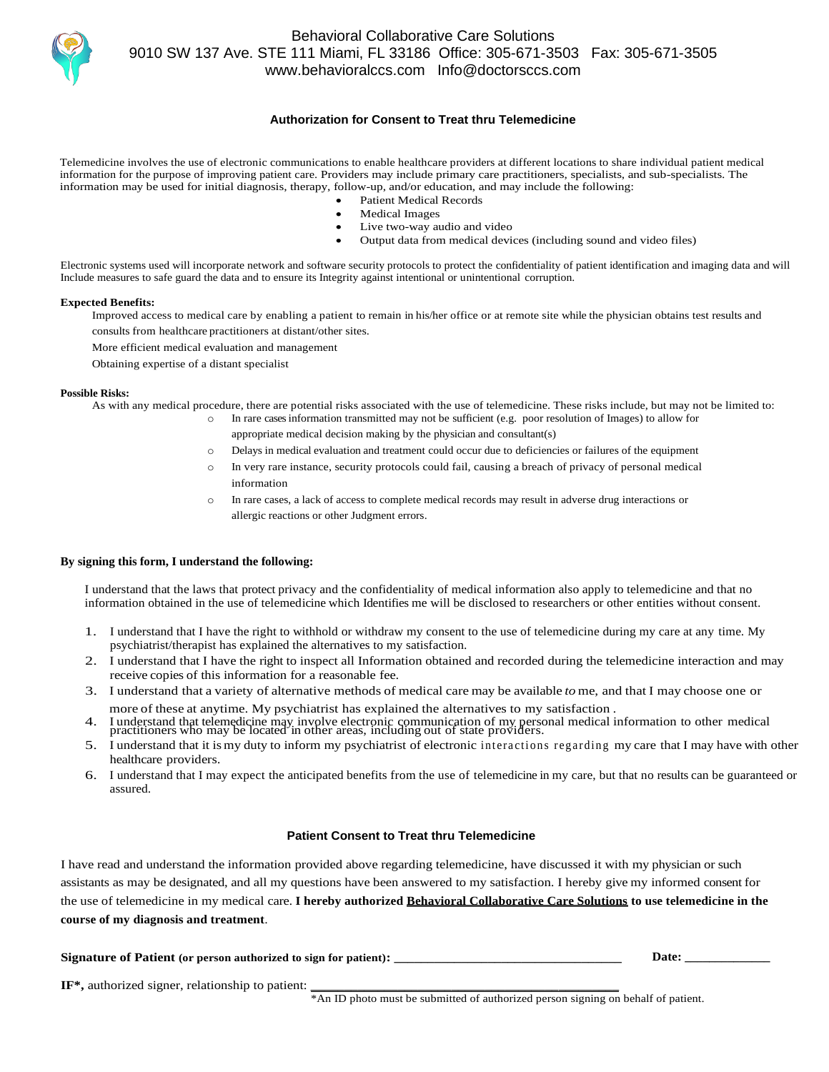Behavioral Collaborative Care Solutions
9010 SW 137 Ave. STE 111 Miami, FL 33186 Office: 305-671-3503 Fax: 305-671-3505
www.behavioralccs.com Info@doctorsccs.com

## Authorization for Consent to Treat thru Telemedicine

Telemedicine involves the use of electronic communications to enable healthcare providers at different locations to share individual patient medical information for the purpose of improving patient care. Providers may include primary care practitioners, specialists, and sub-specialists. The information may be used for initial diagnosis, therapy, follow-up, and/or education, and may include the following:

- Patient Medical Records
- Medical Images
- Live two-way audio and video
- Output data from medical devices (including sound and video files)

Electronic systems used will incorporate network and software security protocols to protect the confidentiality of patient identification and imaging data and will Include measures to safe guard the data and to ensure its Integrity against intentional or unintentional corruption.

**Expected Benefits:**

Improved access to medical care by enabling a patient to remain in his/her office or at remote site while the physician obtains test results and consults from healthcare practitioners at distant/other sites.

More efficient medical evaluation and management

Obtaining expertise of a distant specialist

**Possible Risks:**

As with any medical procedure, there are potential risks associated with the use of telemedicine. These risks include, but may not be limited to:

- In rare cases information transmitted may not be sufficient (e.g. poor resolution of Images) to allow for appropriate medical decision making by the physician and consultant(s)
- Delays in medical evaluation and treatment could occur due to deficiencies or failures of the equipment
- In very rare instance, security protocols could fail, causing a breach of privacy of personal medical information
- In rare cases, a lack of access to complete medical records may result in adverse drug interactions or allergic reactions or other Judgment errors.

**By signing this form, I understand the following:**

I understand that the laws that protect privacy and the confidentiality of medical information also apply to telemedicine and that no information obtained in the use of telemedicine which Identifies me will be disclosed to researchers or other entities without consent.

1. I understand that I have the right to withhold or withdraw my consent to the use of telemedicine during my care at any time. My psychiatrist/therapist has explained the alternatives to my satisfaction.
2. I understand that I have the right to inspect all Information obtained and recorded during the telemedicine interaction and may receive copies of this information for a reasonable fee.
3. I understand that a variety of alternative methods of medical care may be available *to* me, and that I may choose one or more of these at anytime. My psychiatrist has explained the alternatives to my satisfaction .
4. I understand that telemedicine may involve electronic communication of my personal medical information to other medical practitioners who may be located in other areas, including out of state providers.
5. I understand that it is my duty to inform my psychiatrist of electronic interactions regarding my care that I may have with other healthcare providers.
6. I understand that I may expect the anticipated benefits from the use of telemedicine in my care, but that no results can be guaranteed or assured.

## Patient Consent to Treat thru Telemedicine

I have read and understand the information provided above regarding telemedicine, have discussed it with my physician or such assistants as may be designated, and all my questions have been answered to my satisfaction. I hereby give my informed consent for the use of telemedicine in my medical care. **I hereby authorized <u>Behavioral Collaborative Care Solutions</u> to use telemedicine in the course of my diagnosis and treatment**.

**Signature of Patient (or person authorized to sign for patient):** ___________________________________ **Date:** _____________

**IF\*,** authorized signer, relationship to patient: ___________________________________

*An ID photo must be submitted of authorized person signing on behalf of patient.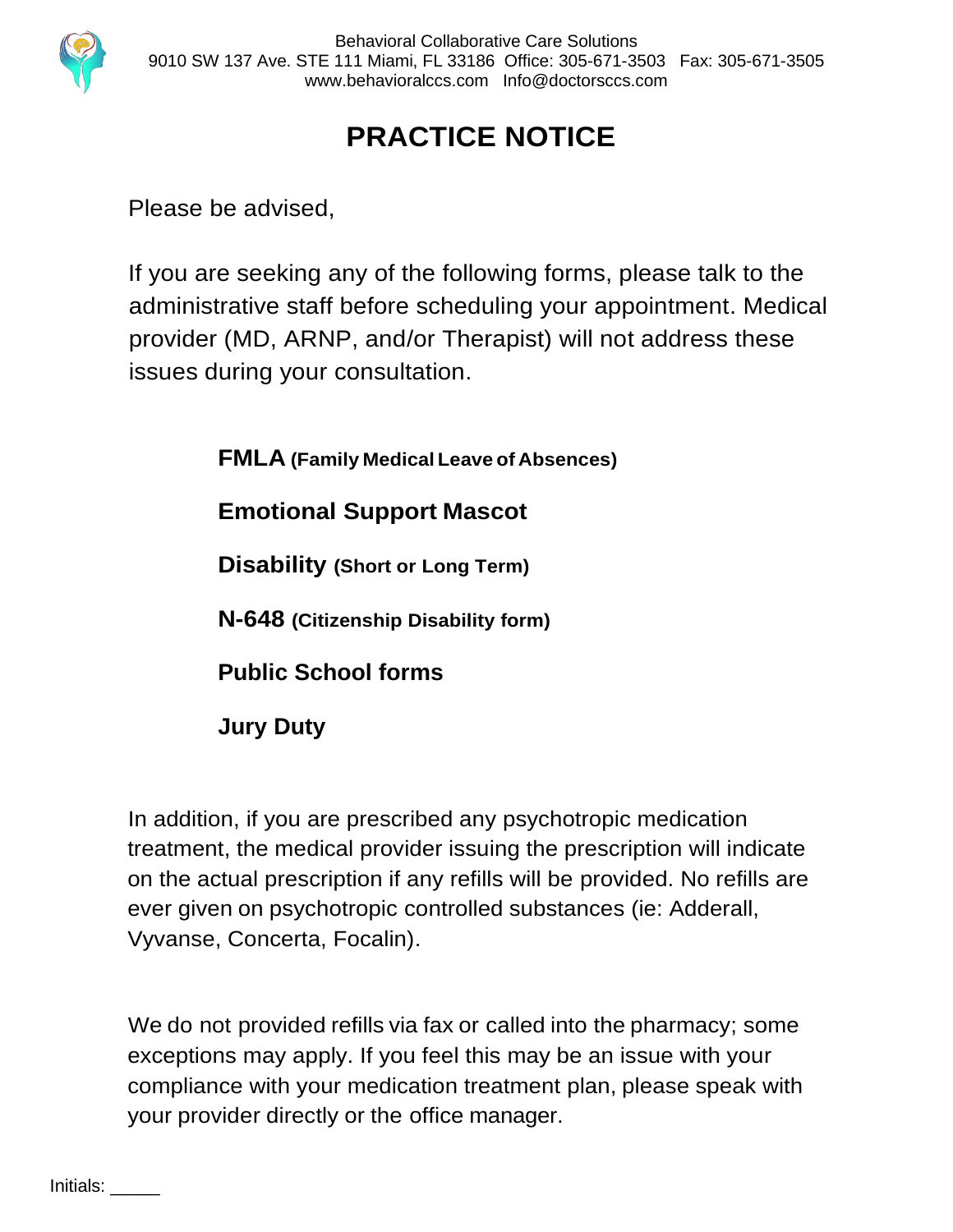Behavioral Collaborative Care Solutions
9010 SW 137 Ave. STE 111 Miami, FL 33186 Office: 305-671-3503 Fax: 305-671-3505
www.behavioralccs.com Info@doctorsccs.com

# PRACTICE NOTICE

Please be advised,

If you are seeking any of the following forms, please talk to the administrative staff before scheduling your appointment. Medical provider (MD, ARNP, and/or Therapist) will not address these issues during your consultation.

**FMLA (Family Medical Leave of Absences)**

**Emotional Support Mascot**

**Disability (Short or Long Term)**

**N-648 (Citizenship Disability form)**

**Public School forms**

**Jury Duty**

In addition, if you are prescribed any psychotropic medication treatment, the medical provider issuing the prescription will indicate on the actual prescription if any refills will be provided. No refills are ever given on psychotropic controlled substances (ie: Adderall, Vyvanse, Concerta, Focalin).

We do not provided refills via fax or called into the pharmacy; some exceptions may apply. If you feel this may be an issue with your compliance with your medication treatment plan, please speak with your provider directly or the office manager.

Initials: _____